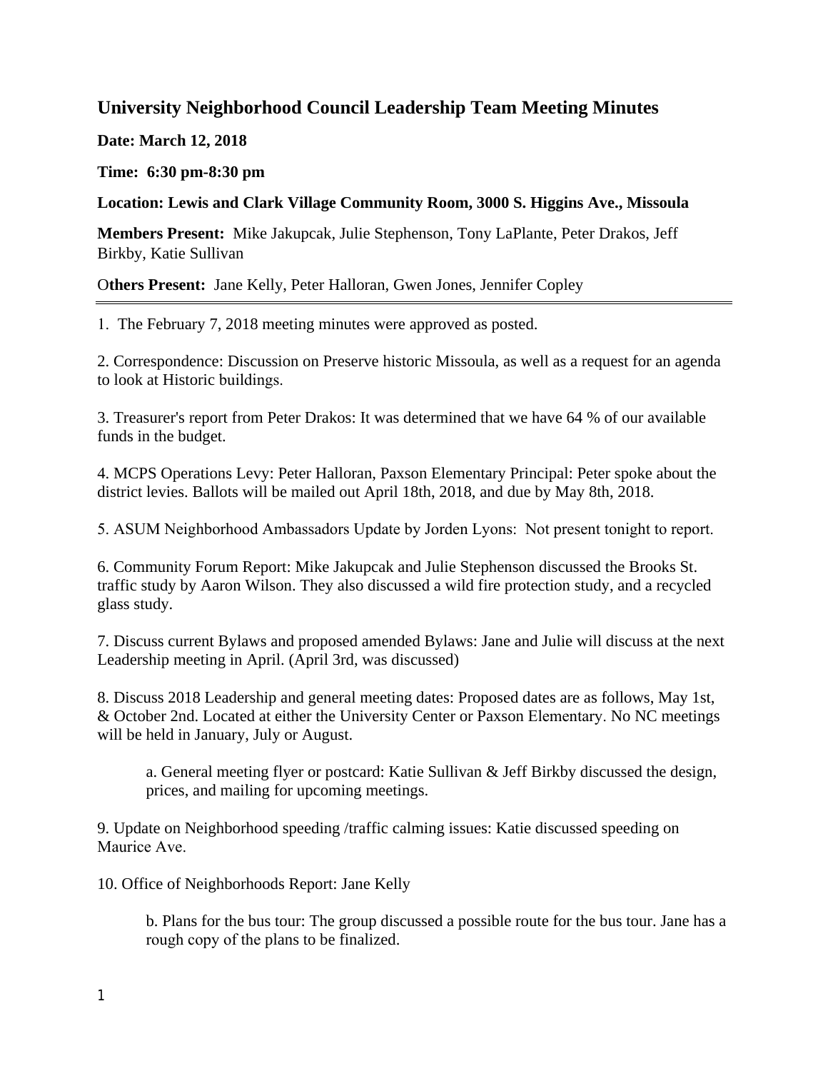# University Neighborhood Council Leadership Team Meeting Minutes

**Date: March 12, 2018**

**Time: 6:30 pm-8:30 pm**

**Location: Lewis and Clark Village Community Room, 3000 S. Higgins Ave., Missoula**

**Members Present:** Mike Jakupcak, Julie Stephenson, Tony LaPlante, Peter Drakos, Jeff Birkby, Katie Sullivan

O**thers Present:** Jane Kelly, Peter Halloran, Gwen Jones, Jennifer Copley

---

1. The February 7, 2018 meeting minutes were approved as posted.

2. Correspondence: Discussion on Preserve historic Missoula, as well as a request for an agenda to look at Historic buildings.

3. Treasurer's report from Peter Drakos: It was determined that we have 64 % of our available funds in the budget.

4. MCPS Operations Levy: Peter Halloran, Paxson Elementary Principal: Peter spoke about the district levies. Ballots will be mailed out April 18th, 2018, and due by May 8th, 2018.

5. ASUM Neighborhood Ambassadors Update by Jorden Lyons: Not present tonight to report.

6. Community Forum Report: Mike Jakupcak and Julie Stephenson discussed the Brooks St. traffic study by Aaron Wilson. They also discussed a wild fire protection study, and a recycled glass study.

7. Discuss current Bylaws and proposed amended Bylaws: Jane and Julie will discuss at the next Leadership meeting in April. (April 3rd, was discussed)

8. Discuss 2018 Leadership and general meeting dates: Proposed dates are as follows, May 1st, & October 2nd. Located at either the University Center or Paxson Elementary. No NC meetings will be held in January, July or August.

   a. General meeting flyer or postcard: Katie Sullivan & Jeff Birkby discussed the design, prices, and mailing for upcoming meetings.

9. Update on Neighborhood speeding /traffic calming issues: Katie discussed speeding on Maurice Ave.

10. Office of Neighborhoods Report: Jane Kelly

   b. Plans for the bus tour: The group discussed a possible route for the bus tour. Jane has a rough copy of the plans to be finalized.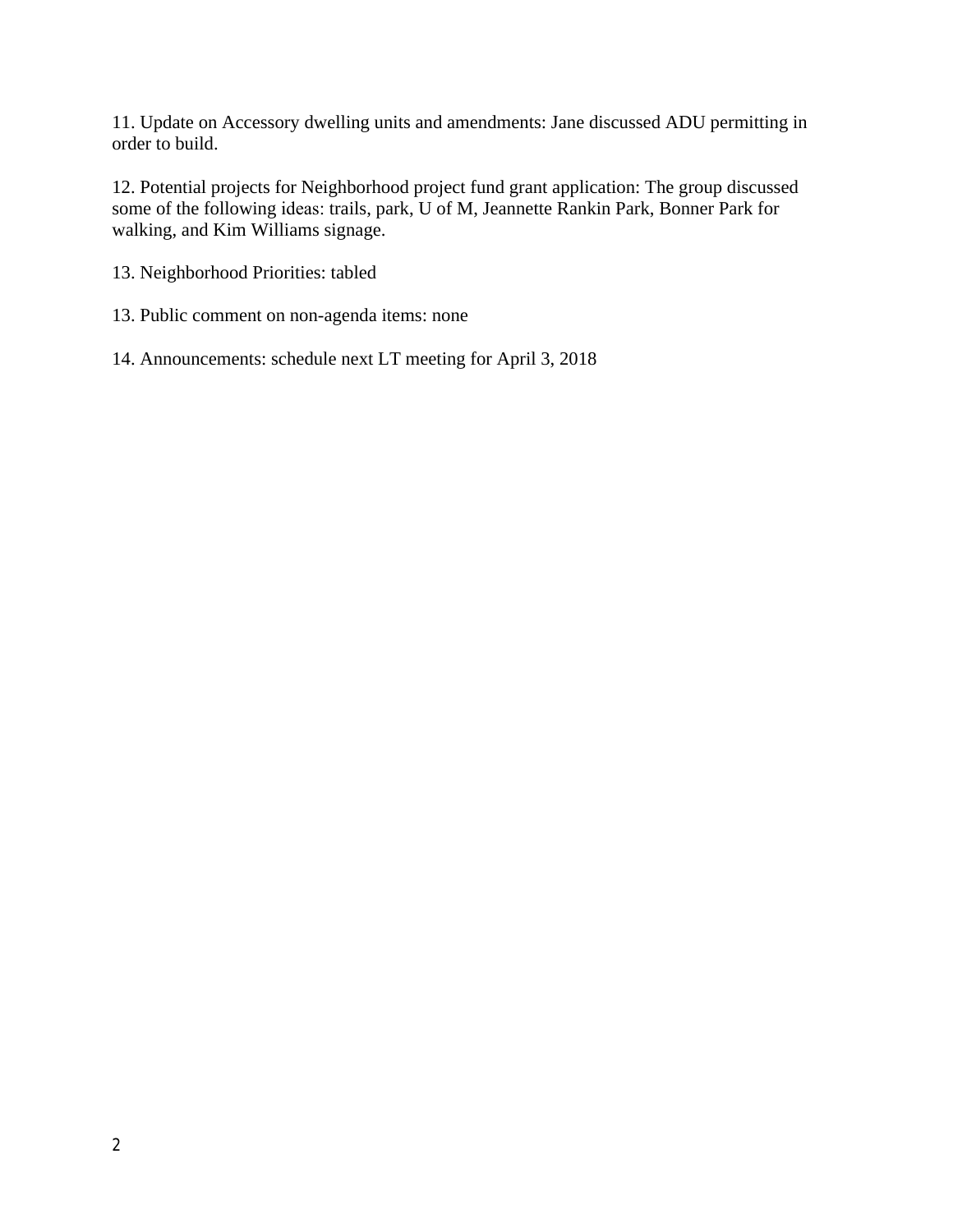11. Update on Accessory dwelling units and amendments: Jane discussed ADU permitting in order to build.

12. Potential projects for Neighborhood project fund grant application: The group discussed some of the following ideas: trails, park, U of M, Jeannette Rankin Park, Bonner Park for walking, and Kim Williams signage.

13. Neighborhood Priorities: tabled

13. Public comment on non-agenda items: none

14. Announcements: schedule next LT meeting for April 3, 2018